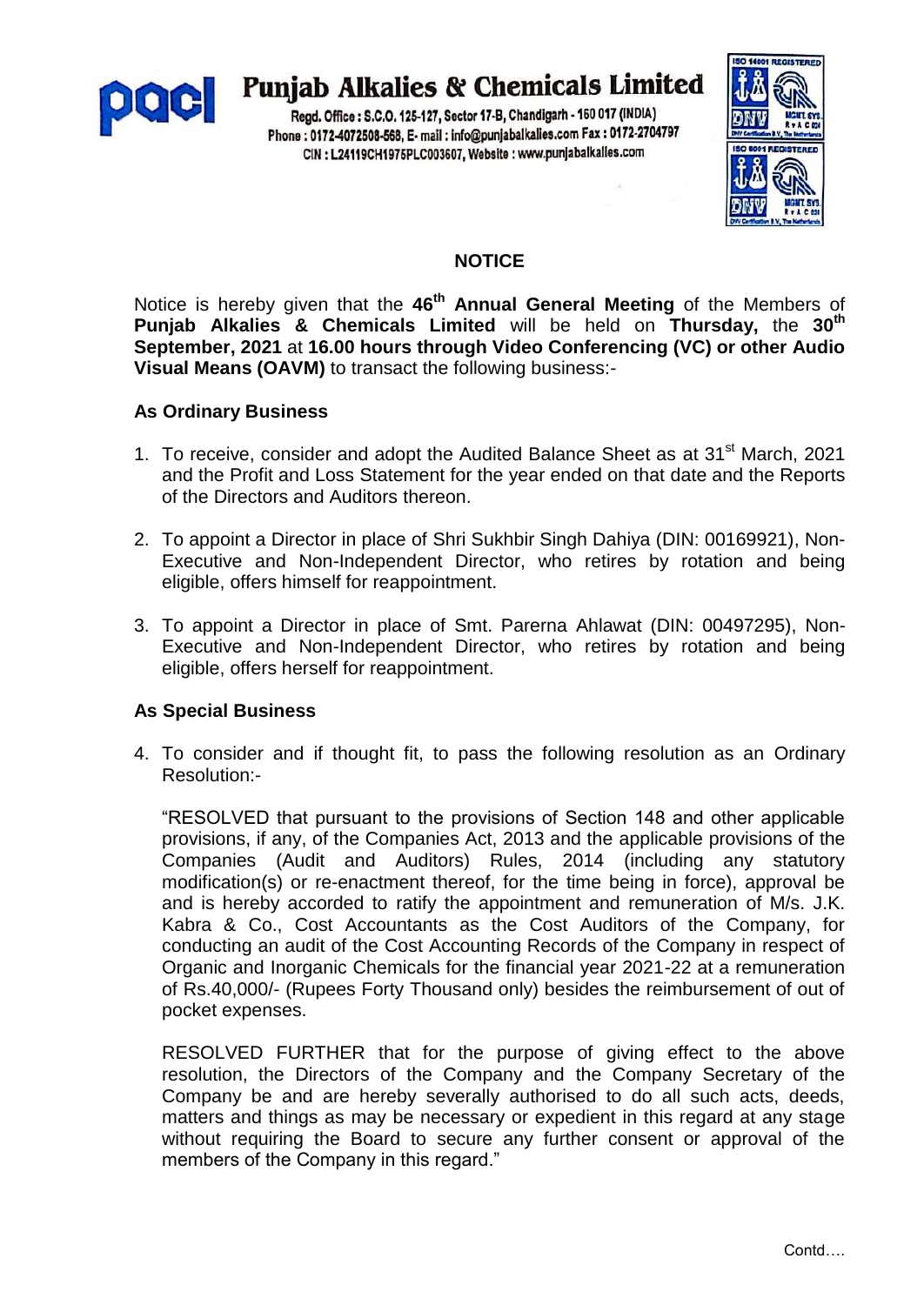# Punjab Alkalies & Chemicals Limited

Regd. Office : S.C.O. 125-127, Sector 17-B, Chandigarh - 160 017 (INDIA)
Phone : 0172-4072508-568, E- mail : info@punjabalkalies.com Fax : 0172-2704797
CIN : L24119CH1975PLC003607, Website : www.punjabalkalies.com

## NOTICE

Notice is hereby given that the **46th Annual General Meeting** of the Members of **Punjab Alkalies & Chemicals Limited** will be held on **Thursday,** the **30th September, 2021** at **16.00 hours through Video Conferencing (VC) or other Audio Visual Means (OAVM)** to transact the following business:-

### As Ordinary Business

1. To receive, consider and adopt the Audited Balance Sheet as at 31st March, 2021 and the Profit and Loss Statement for the year ended on that date and the Reports of the Directors and Auditors thereon.

2. To appoint a Director in place of Shri Sukhbir Singh Dahiya (DIN: 00169921), Non-Executive and Non-Independent Director, who retires by rotation and being eligible, offers himself for reappointment.

3. To appoint a Director in place of Smt. Parerna Ahlawat (DIN: 00497295), Non-Executive and Non-Independent Director, who retires by rotation and being eligible, offers herself for reappointment.

### As Special Business

4. To consider and if thought fit, to pass the following resolution as an Ordinary Resolution:-

   "RESOLVED that pursuant to the provisions of Section 148 and other applicable provisions, if any, of the Companies Act, 2013 and the applicable provisions of the Companies (Audit and Auditors) Rules, 2014 (including any statutory modification(s) or re-enactment thereof, for the time being in force), approval be and is hereby accorded to ratify the appointment and remuneration of M/s. J.K. Kabra & Co., Cost Accountants as the Cost Auditors of the Company, for conducting an audit of the Cost Accounting Records of the Company in respect of Organic and Inorganic Chemicals for the financial year 2021-22 at a remuneration of Rs.40,000/- (Rupees Forty Thousand only) besides the reimbursement of out of pocket expenses.

   RESOLVED FURTHER that for the purpose of giving effect to the above resolution, the Directors of the Company and the Company Secretary of the Company be and are hereby severally authorised to do all such acts, deeds, matters and things as may be necessary or expedient in this regard at any stage without requiring the Board to secure any further consent or approval of the members of the Company in this regard."

Contd….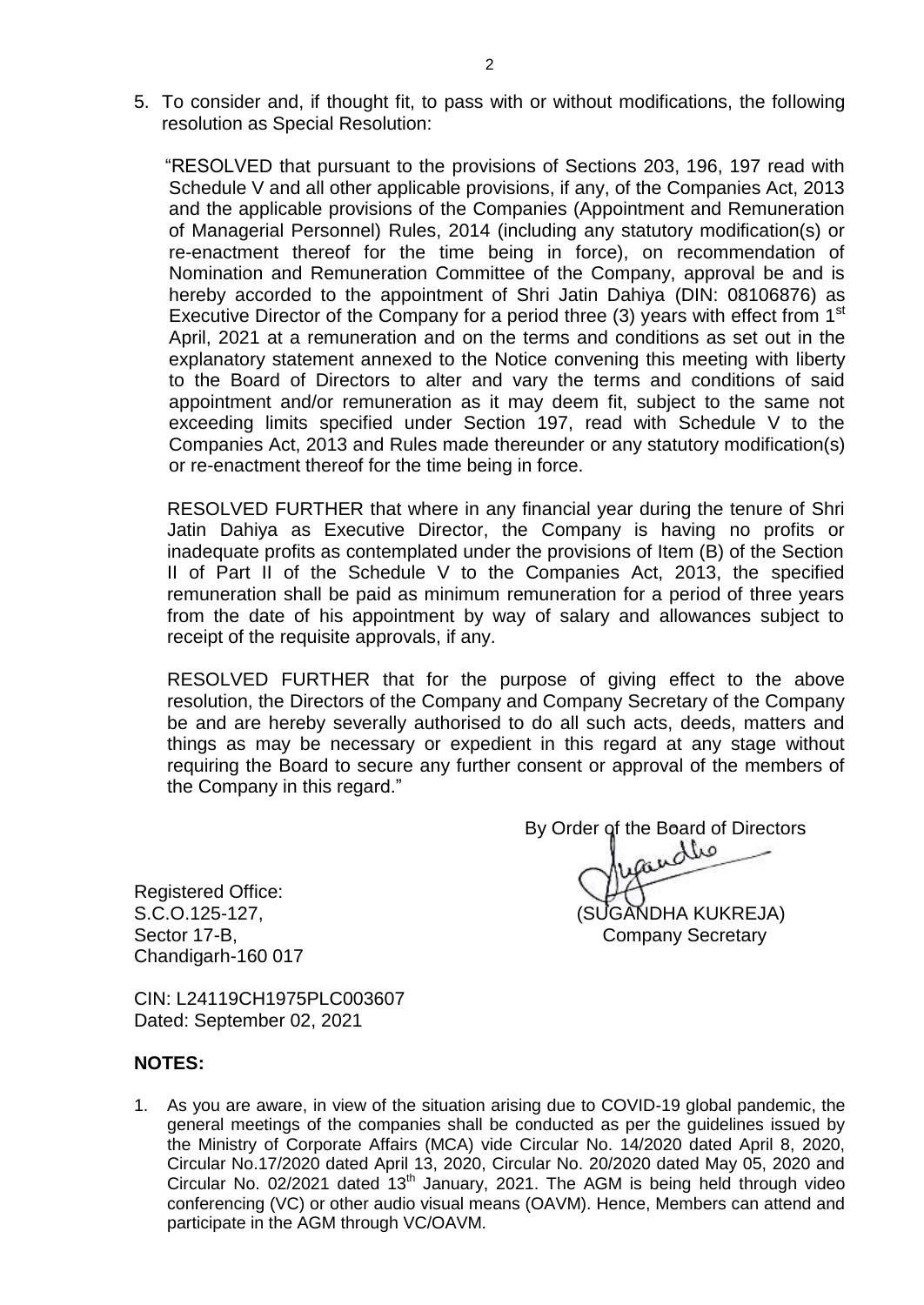5. To consider and, if thought fit, to pass with or without modifications, the following resolution as Special Resolution:

"RESOLVED that pursuant to the provisions of Sections 203, 196, 197 read with Schedule V and all other applicable provisions, if any, of the Companies Act, 2013 and the applicable provisions of the Companies (Appointment and Remuneration of Managerial Personnel) Rules, 2014 (including any statutory modification(s) or re-enactment thereof for the time being in force), on recommendation of Nomination and Remuneration Committee of the Company, approval be and is hereby accorded to the appointment of Shri Jatin Dahiya (DIN: 08106876) as Executive Director of the Company for a period three (3) years with effect from 1st April, 2021 at a remuneration and on the terms and conditions as set out in the explanatory statement annexed to the Notice convening this meeting with liberty to the Board of Directors to alter and vary the terms and conditions of said appointment and/or remuneration as it may deem fit, subject to the same not exceeding limits specified under Section 197, read with Schedule V to the Companies Act, 2013 and Rules made thereunder or any statutory modification(s) or re-enactment thereof for the time being in force.

RESOLVED FURTHER that where in any financial year during the tenure of Shri Jatin Dahiya as Executive Director, the Company is having no profits or inadequate profits as contemplated under the provisions of Item (B) of the Section II of Part II of the Schedule V to the Companies Act, 2013, the specified remuneration shall be paid as minimum remuneration for a period of three years from the date of his appointment by way of salary and allowances subject to receipt of the requisite approvals, if any.

RESOLVED FURTHER that for the purpose of giving effect to the above resolution, the Directors of the Company and Company Secretary of the Company be and are hereby severally authorised to do all such acts, deeds, matters and things as may be necessary or expedient in this regard at any stage without requiring the Board to secure any further consent or approval of the members of the Company in this regard."

By Order of the Board of Directors

(SUGANDHA KUKREJA)
Company Secretary

Registered Office:
S.C.O.125-127,
Sector 17-B,
Chandigarh-160 017

CIN: L24119CH1975PLC003607
Dated: September 02, 2021

**NOTES:**

1. As you are aware, in view of the situation arising due to COVID-19 global pandemic, the general meetings of the companies shall be conducted as per the guidelines issued by the Ministry of Corporate Affairs (MCA) vide Circular No. 14/2020 dated April 8, 2020, Circular No.17/2020 dated April 13, 2020, Circular No. 20/2020 dated May 05, 2020 and Circular No. 02/2021 dated 13th January, 2021. The AGM is being held through video conferencing (VC) or other audio visual means (OAVM). Hence, Members can attend and participate in the AGM through VC/OAVM.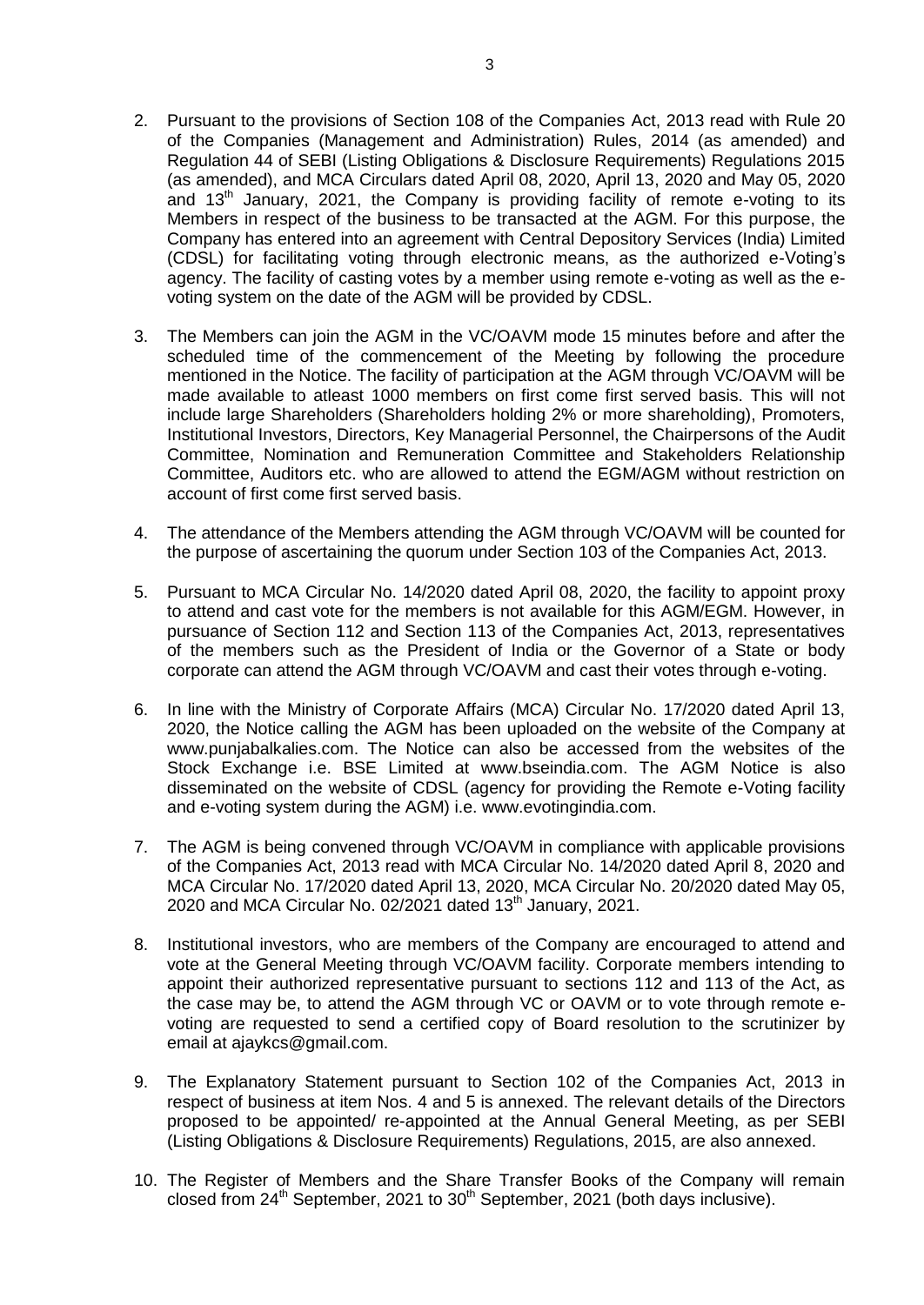2. Pursuant to the provisions of Section 108 of the Companies Act, 2013 read with Rule 20 of the Companies (Management and Administration) Rules, 2014 (as amended) and Regulation 44 of SEBI (Listing Obligations & Disclosure Requirements) Regulations 2015 (as amended), and MCA Circulars dated April 08, 2020, April 13, 2020 and May 05, 2020 and 13th January, 2021, the Company is providing facility of remote e-voting to its Members in respect of the business to be transacted at the AGM. For this purpose, the Company has entered into an agreement with Central Depository Services (India) Limited (CDSL) for facilitating voting through electronic means, as the authorized e-Voting's agency. The facility of casting votes by a member using remote e-voting as well as the e-voting system on the date of the AGM will be provided by CDSL.

3. The Members can join the AGM in the VC/OAVM mode 15 minutes before and after the scheduled time of the commencement of the Meeting by following the procedure mentioned in the Notice. The facility of participation at the AGM through VC/OAVM will be made available to atleast 1000 members on first come first served basis. This will not include large Shareholders (Shareholders holding 2% or more shareholding), Promoters, Institutional Investors, Directors, Key Managerial Personnel, the Chairpersons of the Audit Committee, Nomination and Remuneration Committee and Stakeholders Relationship Committee, Auditors etc. who are allowed to attend the EGM/AGM without restriction on account of first come first served basis.

4. The attendance of the Members attending the AGM through VC/OAVM will be counted for the purpose of ascertaining the quorum under Section 103 of the Companies Act, 2013.

5. Pursuant to MCA Circular No. 14/2020 dated April 08, 2020, the facility to appoint proxy to attend and cast vote for the members is not available for this AGM/EGM. However, in pursuance of Section 112 and Section 113 of the Companies Act, 2013, representatives of the members such as the President of India or the Governor of a State or body corporate can attend the AGM through VC/OAVM and cast their votes through e-voting.

6. In line with the Ministry of Corporate Affairs (MCA) Circular No. 17/2020 dated April 13, 2020, the Notice calling the AGM has been uploaded on the website of the Company at www.punjabalkalies.com. The Notice can also be accessed from the websites of the Stock Exchange i.e. BSE Limited at www.bseindia.com. The AGM Notice is also disseminated on the website of CDSL (agency for providing the Remote e-Voting facility and e-voting system during the AGM) i.e. www.evotingindia.com.

7. The AGM is being convened through VC/OAVM in compliance with applicable provisions of the Companies Act, 2013 read with MCA Circular No. 14/2020 dated April 8, 2020 and MCA Circular No. 17/2020 dated April 13, 2020, MCA Circular No. 20/2020 dated May 05, 2020 and MCA Circular No. 02/2021 dated 13th January, 2021.

8. Institutional investors, who are members of the Company are encouraged to attend and vote at the General Meeting through VC/OAVM facility. Corporate members intending to appoint their authorized representative pursuant to sections 112 and 113 of the Act, as the case may be, to attend the AGM through VC or OAVM or to vote through remote e-voting are requested to send a certified copy of Board resolution to the scrutinizer by email at ajaykcs@gmail.com.

9. The Explanatory Statement pursuant to Section 102 of the Companies Act, 2013 in respect of business at item Nos. 4 and 5 is annexed. The relevant details of the Directors proposed to be appointed/ re-appointed at the Annual General Meeting, as per SEBI (Listing Obligations & Disclosure Requirements) Regulations, 2015, are also annexed.

10. The Register of Members and the Share Transfer Books of the Company will remain closed from 24th September, 2021 to 30th September, 2021 (both days inclusive).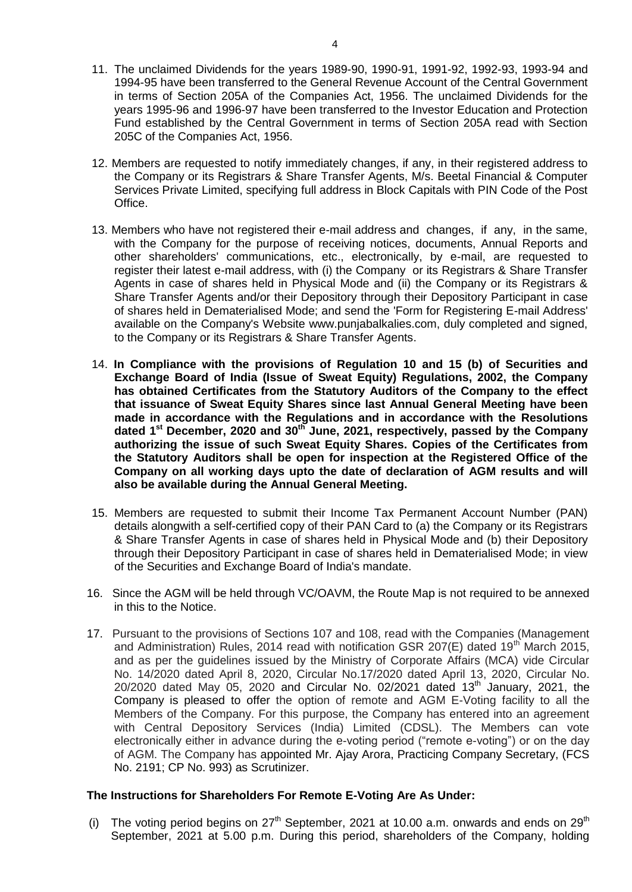11. The unclaimed Dividends for the years 1989-90, 1990-91, 1991-92, 1992-93, 1993-94 and 1994-95 have been transferred to the General Revenue Account of the Central Government in terms of Section 205A of the Companies Act, 1956. The unclaimed Dividends for the years 1995-96 and 1996-97 have been transferred to the Investor Education and Protection Fund established by the Central Government in terms of Section 205A read with Section 205C of the Companies Act, 1956.

12. Members are requested to notify immediately changes, if any, in their registered address to the Company or its Registrars & Share Transfer Agents, M/s. Beetal Financial & Computer Services Private Limited, specifying full address in Block Capitals with PIN Code of the Post Office.

13. Members who have not registered their e-mail address and changes, if any, in the same, with the Company for the purpose of receiving notices, documents, Annual Reports and other shareholders' communications, etc., electronically, by e-mail, are requested to register their latest e-mail address, with (i) the Company or its Registrars & Share Transfer Agents in case of shares held in Physical Mode and (ii) the Company or its Registrars & Share Transfer Agents and/or their Depository through their Depository Participant in case of shares held in Dematerialised Mode; and send the 'Form for Registering E-mail Address' available on the Company's Website www.punjabalkalies.com, duly completed and signed, to the Company or its Registrars & Share Transfer Agents.

14. **In Compliance with the provisions of Regulation 10 and 15 (b) of Securities and Exchange Board of India (Issue of Sweat Equity) Regulations, 2002, the Company has obtained Certificates from the Statutory Auditors of the Company to the effect that issuance of Sweat Equity Shares since last Annual General Meeting have been made in accordance with the Regulations and in accordance with the Resolutions dated 1st December, 2020 and 30th June, 2021, respectively, passed by the Company authorizing the issue of such Sweat Equity Shares. Copies of the Certificates from the Statutory Auditors shall be open for inspection at the Registered Office of the Company on all working days upto the date of declaration of AGM results and will also be available during the Annual General Meeting.**

15. Members are requested to submit their Income Tax Permanent Account Number (PAN) details alongwith a self-certified copy of their PAN Card to (a) the Company or its Registrars & Share Transfer Agents in case of shares held in Physical Mode and (b) their Depository through their Depository Participant in case of shares held in Dematerialised Mode; in view of the Securities and Exchange Board of India's mandate.

16. Since the AGM will be held through VC/OAVM, the Route Map is not required to be annexed in this to the Notice.

17. Pursuant to the provisions of Sections 107 and 108, read with the Companies (Management and Administration) Rules, 2014 read with notification GSR 207(E) dated 19th March 2015, and as per the guidelines issued by the Ministry of Corporate Affairs (MCA) vide Circular No. 14/2020 dated April 8, 2020, Circular No.17/2020 dated April 13, 2020, Circular No. 20/2020 dated May 05, 2020 and Circular No. 02/2021 dated 13th January, 2021, the Company is pleased to offer the option of remote and AGM E-Voting facility to all the Members of the Company. For this purpose, the Company has entered into an agreement with Central Depository Services (India) Limited (CDSL). The Members can vote electronically either in advance during the e-voting period ("remote e-voting") or on the day of AGM. The Company has appointed Mr. Ajay Arora, Practicing Company Secretary, (FCS No. 2191; CP No. 993) as Scrutinizer.

**The Instructions for Shareholders For Remote E-Voting Are As Under:**

(i) The voting period begins on 27th September, 2021 at 10.00 a.m. onwards and ends on 29th September, 2021 at 5.00 p.m. During this period, shareholders of the Company, holding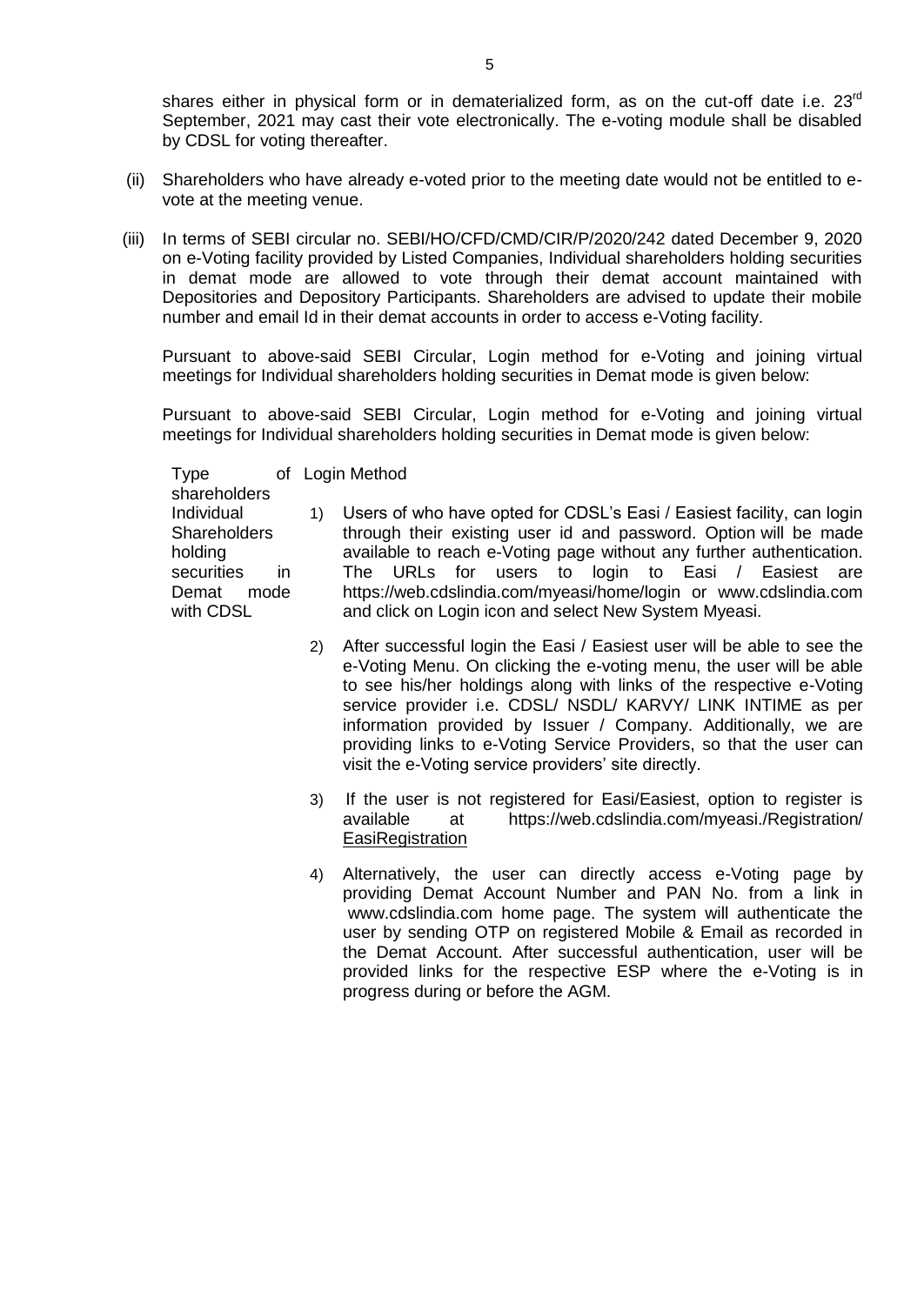shares either in physical form or in dematerialized form, as on the cut-off date i.e. 23rd September, 2021 may cast their vote electronically. The e-voting module shall be disabled by CDSL for voting thereafter.

(ii) Shareholders who have already e-voted prior to the meeting date would not be entitled to e-vote at the meeting venue.

(iii) In terms of SEBI circular no. SEBI/HO/CFD/CMD/CIR/P/2020/242 dated December 9, 2020 on e-Voting facility provided by Listed Companies, Individual shareholders holding securities in demat mode are allowed to vote through their demat account maintained with Depositories and Depository Participants. Shareholders are advised to update their mobile number and email Id in their demat accounts in order to access e-Voting facility.

Pursuant to above-said SEBI Circular, Login method for e-Voting and joining virtual meetings for Individual shareholders holding securities in Demat mode is given below:

Pursuant to above-said SEBI Circular, Login method for e-Voting and joining virtual meetings for Individual shareholders holding securities in Demat mode is given below:

| Type of shareholders | Login Method |
|---|---|
| Individual Shareholders holding securities in Demat mode with CDSL | 1) Users of who have opted for CDSL's Easi / Easiest facility, can login through their existing user id and password. Option will be made available to reach e-Voting page without any further authentication. The URLs for users to login to Easi / Easiest are https://web.cdslindia.com/myeasi/home/login or www.cdslindia.com and click on Login icon and select New System Myeasi.<br><br>2) After successful login the Easi / Easiest user will be able to see the e-Voting Menu. On clicking the e-voting menu, the user will be able to see his/her holdings along with links of the respective e-Voting service provider i.e. CDSL/ NSDL/ KARVY/ LINK INTIME as per information provided by Issuer / Company. Additionally, we are providing links to e-Voting Service Providers, so that the user can visit the e-Voting service providers' site directly.<br><br>3) If the user is not registered for Easi/Easiest, option to register is available at https://web.cdslindia.com/myeasi./Registration/ EasiRegistration<br><br>4) Alternatively, the user can directly access e-Voting page by providing Demat Account Number and PAN No. from a link in www.cdslindia.com home page. The system will authenticate the user by sending OTP on registered Mobile & Email as recorded in the Demat Account. After successful authentication, user will be provided links for the respective ESP where the e-Voting is in progress during or before the AGM. |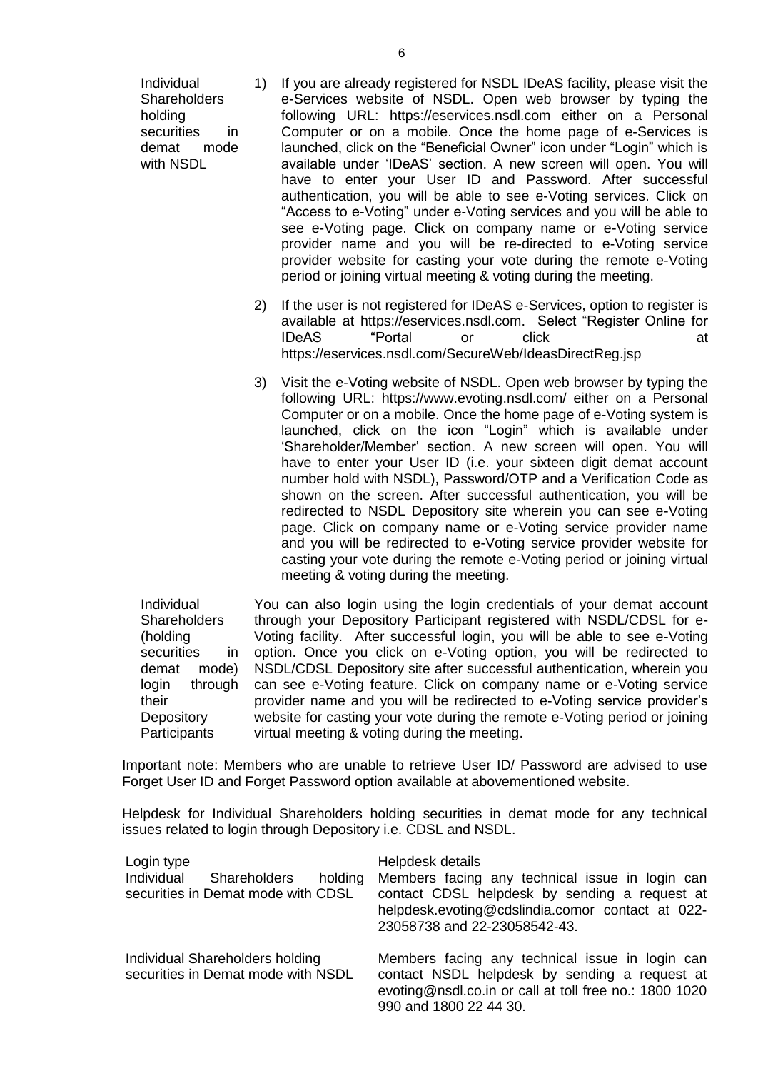| | |
|---|---|
| Individual Shareholders holding securities in demat mode with NSDL | 1) If you are already registered for NSDL IDeAS facility, please visit the e-Services website of NSDL. Open web browser by typing the following URL: https://eservices.nsdl.com either on a Personal Computer or on a mobile. Once the home page of e-Services is launched, click on the "Beneficial Owner" icon under "Login" which is available under 'IDeAS' section. A new screen will open. You will have to enter your User ID and Password. After successful authentication, you will be able to see e-Voting services. Click on "Access to e-Voting" under e-Voting services and you will be able to see e-Voting page. Click on company name or e-Voting service provider name and you will be re-directed to e-Voting service provider website for casting your vote during the remote e-Voting period or joining virtual meeting & voting during the meeting.<br><br>2) If the user is not registered for IDeAS e-Services, option to register is available at https://eservices.nsdl.com. Select "Register Online for IDeAS "Portal or click at https://eservices.nsdl.com/SecureWeb/IdeasDirectReg.jsp<br><br>3) Visit the e-Voting website of NSDL. Open web browser by typing the following URL: https://www.evoting.nsdl.com/ either on a Personal Computer or on a mobile. Once the home page of e-Voting system is launched, click on the icon "Login" which is available under 'Shareholder/Member' section. A new screen will open. You will have to enter your User ID (i.e. your sixteen digit demat account number hold with NSDL), Password/OTP and a Verification Code as shown on the screen. After successful authentication, you will be redirected to NSDL Depository site wherein you can see e-Voting page. Click on company name or e-Voting service provider name and you will be redirected to e-Voting service provider website for casting your vote during the remote e-Voting period or joining virtual meeting & voting during the meeting. |
| Individual Shareholders (holding securities in demat mode) login through their Depository Participants | You can also login using the login credentials of your demat account through your Depository Participant registered with NSDL/CDSL for e-Voting facility. After successful login, you will be able to see e-Voting option. Once you click on e-Voting option, you will be redirected to NSDL/CDSL Depository site after successful authentication, wherein you can see e-Voting feature. Click on company name or e-Voting service provider name and you will be redirected to e-Voting service provider's website for casting your vote during the remote e-Voting period or joining virtual meeting & voting during the meeting. |

Important note: Members who are unable to retrieve User ID/ Password are advised to use Forget User ID and Forget Password option available at abovementioned website.

Helpdesk for Individual Shareholders holding securities in demat mode for any technical issues related to login through Depository i.e. CDSL and NSDL.

| Login type | Helpdesk details |
|---|---|
| Individual Shareholders holding securities in Demat mode with CDSL | Members facing any technical issue in login can contact CDSL helpdesk by sending a request at helpdesk.evoting@cdslindia.comor contact at 022-23058738 and 22-23058542-43. |
| Individual Shareholders holding securities in Demat mode with NSDL | Members facing any technical issue in login can contact NSDL helpdesk by sending a request at evoting@nsdl.co.in or call at toll free no.: 1800 1020 990 and 1800 22 44 30. |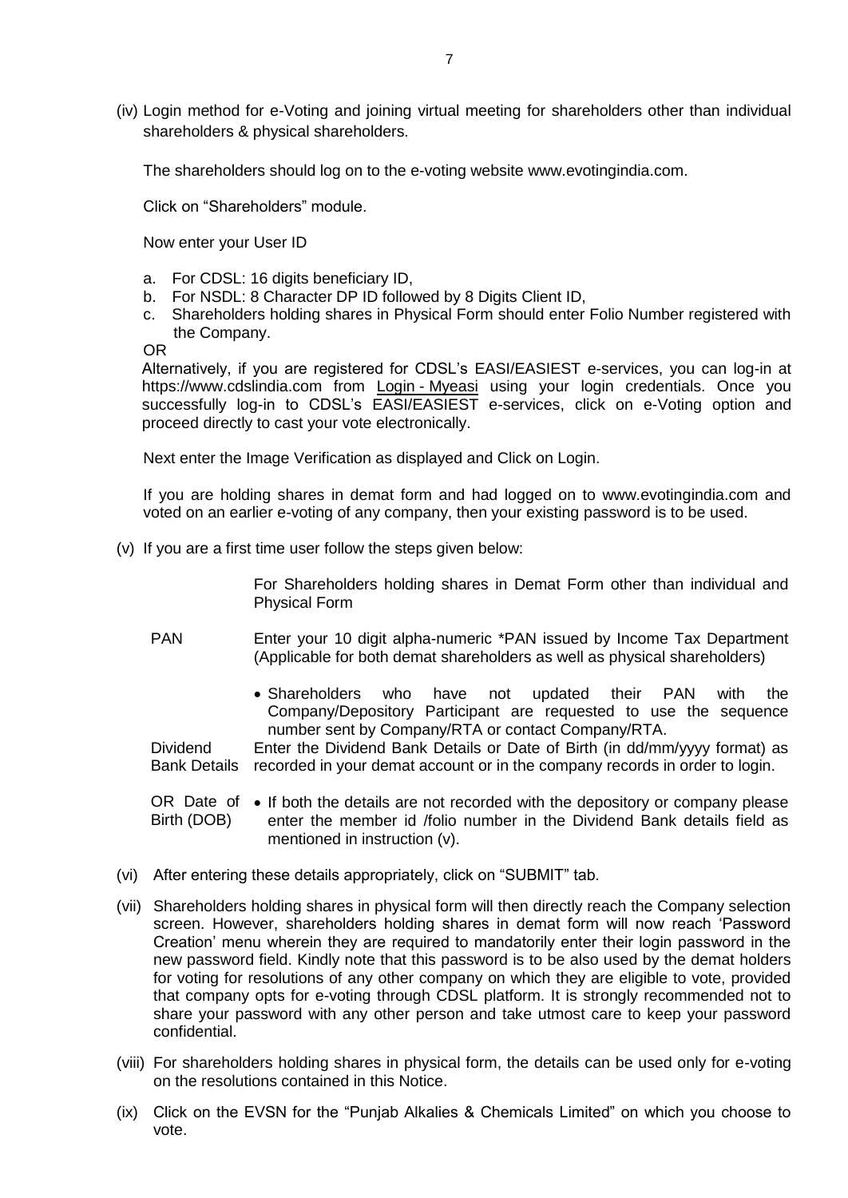(iv) Login method for e-Voting and joining virtual meeting for shareholders other than individual shareholders & physical shareholders.

The shareholders should log on to the e-voting website www.evotingindia.com.

Click on "Shareholders" module.

Now enter your User ID

a. For CDSL: 16 digits beneficiary ID,
b. For NSDL: 8 Character DP ID followed by 8 Digits Client ID,
c. Shareholders holding shares in Physical Form should enter Folio Number registered with the Company.

OR

Alternatively, if you are registered for CDSL's EASI/EASIEST e-services, you can log-in at https://www.cdslindia.com from Login - Myeasi using your login credentials. Once you successfully log-in to CDSL's EASI/EASIEST e-services, click on e-Voting option and proceed directly to cast your vote electronically.

Next enter the Image Verification as displayed and Click on Login.

If you are holding shares in demat form and had logged on to www.evotingindia.com and voted on an earlier e-voting of any company, then your existing password is to be used.

(v) If you are a first time user follow the steps given below:

| | For Shareholders holding shares in Demat Form other than individual and Physical Form |
|---|---|
| PAN | Enter your 10 digit alpha-numeric *PAN issued by Income Tax Department (Applicable for both demat shareholders as well as physical shareholders)<br>• Shareholders who have not updated their PAN with the Company/Depository Participant are requested to use the sequence number sent by Company/RTA or contact Company/RTA. |
| Dividend Bank Details OR Date of Birth (DOB) | Enter the Dividend Bank Details or Date of Birth (in dd/mm/yyyy format) as recorded in your demat account or in the company records in order to login.<br>• If both the details are not recorded with the depository or company please enter the member id /folio number in the Dividend Bank details field as mentioned in instruction (v). |

(vi) After entering these details appropriately, click on "SUBMIT" tab.

(vii) Shareholders holding shares in physical form will then directly reach the Company selection screen. However, shareholders holding shares in demat form will now reach 'Password Creation' menu wherein they are required to mandatorily enter their login password in the new password field. Kindly note that this password is to be also used by the demat holders for voting for resolutions of any other company on which they are eligible to vote, provided that company opts for e-voting through CDSL platform. It is strongly recommended not to share your password with any other person and take utmost care to keep your password confidential.

(viii) For shareholders holding shares in physical form, the details can be used only for e-voting on the resolutions contained in this Notice.

(ix) Click on the EVSN for the "Punjab Alkalies & Chemicals Limited" on which you choose to vote.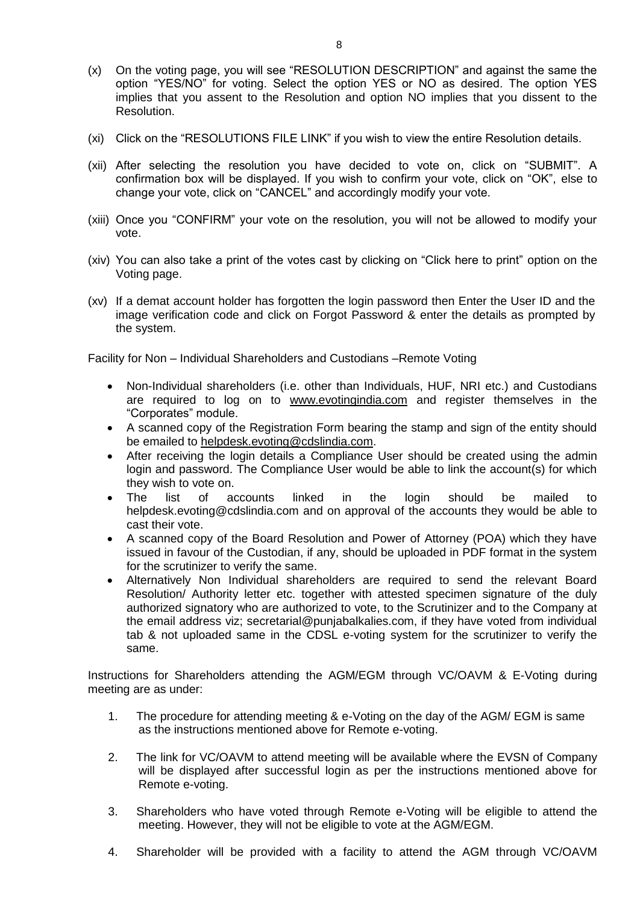(x) On the voting page, you will see "RESOLUTION DESCRIPTION" and against the same the option "YES/NO" for voting. Select the option YES or NO as desired. The option YES implies that you assent to the Resolution and option NO implies that you dissent to the Resolution.

(xi) Click on the "RESOLUTIONS FILE LINK" if you wish to view the entire Resolution details.

(xii) After selecting the resolution you have decided to vote on, click on "SUBMIT". A confirmation box will be displayed. If you wish to confirm your vote, click on "OK", else to change your vote, click on "CANCEL" and accordingly modify your vote.

(xiii) Once you "CONFIRM" your vote on the resolution, you will not be allowed to modify your vote.

(xiv) You can also take a print of the votes cast by clicking on "Click here to print" option on the Voting page.

(xv) If a demat account holder has forgotten the login password then Enter the User ID and the image verification code and click on Forgot Password & enter the details as prompted by the system.

Facility for Non – Individual Shareholders and Custodians –Remote Voting

- Non-Individual shareholders (i.e. other than Individuals, HUF, NRI etc.) and Custodians are required to log on to www.evotingindia.com and register themselves in the "Corporates" module.
- A scanned copy of the Registration Form bearing the stamp and sign of the entity should be emailed to helpdesk.evoting@cdslindia.com.
- After receiving the login details a Compliance User should be created using the admin login and password. The Compliance User would be able to link the account(s) for which they wish to vote on.
- The list of accounts linked in the login should be mailed to helpdesk.evoting@cdslindia.com and on approval of the accounts they would be able to cast their vote.
- A scanned copy of the Board Resolution and Power of Attorney (POA) which they have issued in favour of the Custodian, if any, should be uploaded in PDF format in the system for the scrutinizer to verify the same.
- Alternatively Non Individual shareholders are required to send the relevant Board Resolution/ Authority letter etc. together with attested specimen signature of the duly authorized signatory who are authorized to vote, to the Scrutinizer and to the Company at the email address viz; secretarial@punjabalkalies.com, if they have voted from individual tab & not uploaded same in the CDSL e-voting system for the scrutinizer to verify the same.

Instructions for Shareholders attending the AGM/EGM through VC/OAVM & E-Voting during meeting are as under:

1. The procedure for attending meeting & e-Voting on the day of the AGM/ EGM is same as the instructions mentioned above for Remote e-voting.
2. The link for VC/OAVM to attend meeting will be available where the EVSN of Company will be displayed after successful login as per the instructions mentioned above for Remote e-voting.
3. Shareholders who have voted through Remote e-Voting will be eligible to attend the meeting. However, they will not be eligible to vote at the AGM/EGM.
4. Shareholder will be provided with a facility to attend the AGM through VC/OAVM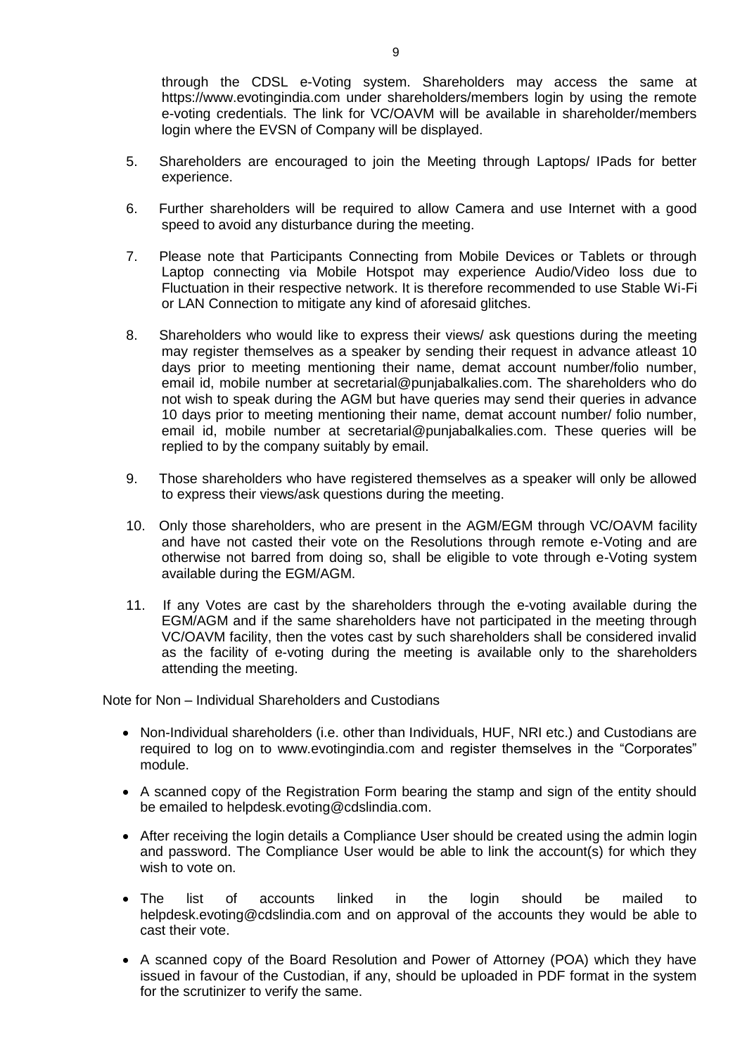through the CDSL e-Voting system. Shareholders may access the same at https://www.evotingindia.com under shareholders/members login by using the remote e-voting credentials. The link for VC/OAVM will be available in shareholder/members login where the EVSN of Company will be displayed.

5. Shareholders are encouraged to join the Meeting through Laptops/ IPads for better experience.

6. Further shareholders will be required to allow Camera and use Internet with a good speed to avoid any disturbance during the meeting.

7. Please note that Participants Connecting from Mobile Devices or Tablets or through Laptop connecting via Mobile Hotspot may experience Audio/Video loss due to Fluctuation in their respective network. It is therefore recommended to use Stable Wi-Fi or LAN Connection to mitigate any kind of aforesaid glitches.

8. Shareholders who would like to express their views/ ask questions during the meeting may register themselves as a speaker by sending their request in advance atleast 10 days prior to meeting mentioning their name, demat account number/folio number, email id, mobile number at secretarial@punjabalkalies.com. The shareholders who do not wish to speak during the AGM but have queries may send their queries in advance 10 days prior to meeting mentioning their name, demat account number/ folio number, email id, mobile number at secretarial@punjabalkalies.com. These queries will be replied to by the company suitably by email.

9. Those shareholders who have registered themselves as a speaker will only be allowed to express their views/ask questions during the meeting.

10. Only those shareholders, who are present in the AGM/EGM through VC/OAVM facility and have not casted their vote on the Resolutions through remote e-Voting and are otherwise not barred from doing so, shall be eligible to vote through e-Voting system available during the EGM/AGM.

11. If any Votes are cast by the shareholders through the e-voting available during the EGM/AGM and if the same shareholders have not participated in the meeting through VC/OAVM facility, then the votes cast by such shareholders shall be considered invalid as the facility of e-voting during the meeting is available only to the shareholders attending the meeting.

Note for Non – Individual Shareholders and Custodians

- Non-Individual shareholders (i.e. other than Individuals, HUF, NRI etc.) and Custodians are required to log on to www.evotingindia.com and register themselves in the "Corporates" module.
- A scanned copy of the Registration Form bearing the stamp and sign of the entity should be emailed to helpdesk.evoting@cdslindia.com.
- After receiving the login details a Compliance User should be created using the admin login and password. The Compliance User would be able to link the account(s) for which they wish to vote on.
- The list of accounts linked in the login should be mailed to helpdesk.evoting@cdslindia.com and on approval of the accounts they would be able to cast their vote.
- A scanned copy of the Board Resolution and Power of Attorney (POA) which they have issued in favour of the Custodian, if any, should be uploaded in PDF format in the system for the scrutinizer to verify the same.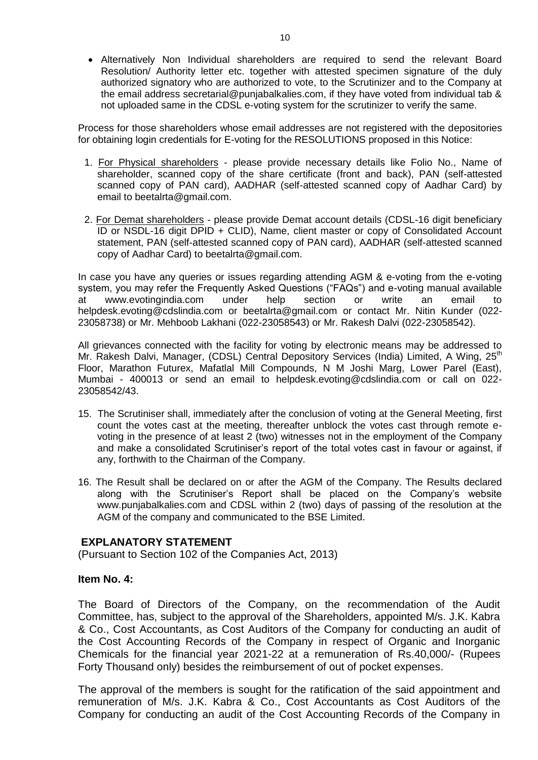- Alternatively Non Individual shareholders are required to send the relevant Board Resolution/ Authority letter etc. together with attested specimen signature of the duly authorized signatory who are authorized to vote, to the Scrutinizer and to the Company at the email address secretarial@punjabalkalies.com, if they have voted from individual tab & not uploaded same in the CDSL e-voting system for the scrutinizer to verify the same.

Process for those shareholders whose email addresses are not registered with the depositories for obtaining login credentials for E-voting for the RESOLUTIONS proposed in this Notice:

1. For Physical shareholders - please provide necessary details like Folio No., Name of shareholder, scanned copy of the share certificate (front and back), PAN (self-attested scanned copy of PAN card), AADHAR (self-attested scanned copy of Aadhar Card) by email to beetalrta@gmail.com.

2. For Demat shareholders - please provide Demat account details (CDSL-16 digit beneficiary ID or NSDL-16 digit DPID + CLID), Name, client master or copy of Consolidated Account statement, PAN (self-attested scanned copy of PAN card), AADHAR (self-attested scanned copy of Aadhar Card) to beetalrta@gmail.com.

In case you have any queries or issues regarding attending AGM & e-voting from the e-voting system, you may refer the Frequently Asked Questions ("FAQs") and e-voting manual available at www.evotingindia.com under help section or write an email to helpdesk.evoting@cdslindia.com or beetalrta@gmail.com or contact Mr. Nitin Kunder (022-23058738) or Mr. Mehboob Lakhani (022-23058543) or Mr. Rakesh Dalvi (022-23058542).

All grievances connected with the facility for voting by electronic means may be addressed to Mr. Rakesh Dalvi, Manager, (CDSL) Central Depository Services (India) Limited, A Wing, 25th Floor, Marathon Futurex, Mafatlal Mill Compounds, N M Joshi Marg, Lower Parel (East), Mumbai - 400013 or send an email to helpdesk.evoting@cdslindia.com or call on 022-23058542/43.

15. The Scrutiniser shall, immediately after the conclusion of voting at the General Meeting, first count the votes cast at the meeting, thereafter unblock the votes cast through remote e-voting in the presence of at least 2 (two) witnesses not in the employment of the Company and make a consolidated Scrutiniser's report of the total votes cast in favour or against, if any, forthwith to the Chairman of the Company.

16. The Result shall be declared on or after the AGM of the Company. The Results declared along with the Scrutiniser's Report shall be placed on the Company's website www.punjabalkalies.com and CDSL within 2 (two) days of passing of the resolution at the AGM of the company and communicated to the BSE Limited.

## EXPLANATORY STATEMENT

(Pursuant to Section 102 of the Companies Act, 2013)

**Item No. 4:**

The Board of Directors of the Company, on the recommendation of the Audit Committee, has, subject to the approval of the Shareholders, appointed M/s. J.K. Kabra & Co., Cost Accountants, as Cost Auditors of the Company for conducting an audit of the Cost Accounting Records of the Company in respect of Organic and Inorganic Chemicals for the financial year 2021-22 at a remuneration of Rs.40,000/- (Rupees Forty Thousand only) besides the reimbursement of out of pocket expenses.

The approval of the members is sought for the ratification of the said appointment and remuneration of M/s. J.K. Kabra & Co., Cost Accountants as Cost Auditors of the Company for conducting an audit of the Cost Accounting Records of the Company in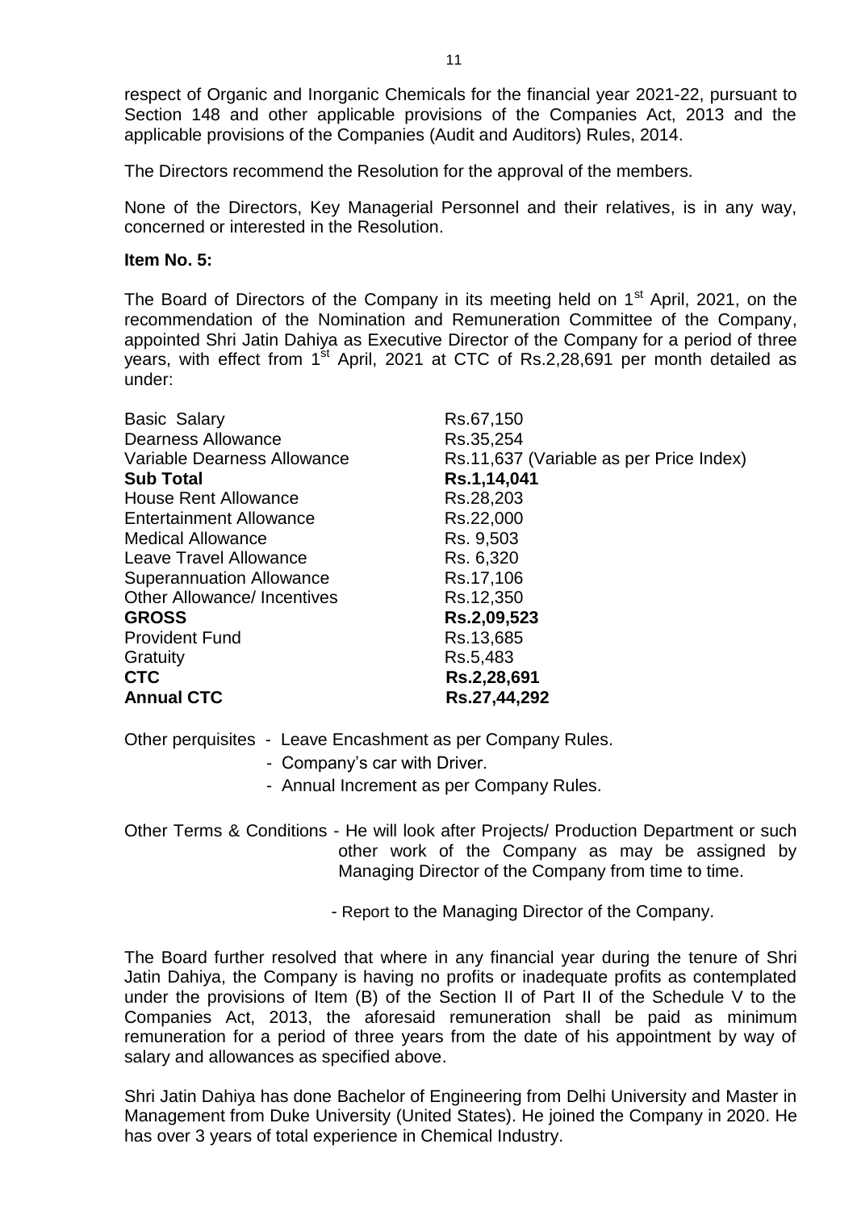respect of Organic and Inorganic Chemicals for the financial year 2021-22, pursuant to Section 148 and other applicable provisions of the Companies Act, 2013 and the applicable provisions of the Companies (Audit and Auditors) Rules, 2014.

The Directors recommend the Resolution for the approval of the members.

None of the Directors, Key Managerial Personnel and their relatives, is in any way, concerned or interested in the Resolution.

**Item No. 5:**

The Board of Directors of the Company in its meeting held on 1st April, 2021, on the recommendation of the Nomination and Remuneration Committee of the Company, appointed Shri Jatin Dahiya as Executive Director of the Company for a period of three years, with effect from 1st April, 2021 at CTC of Rs.2,28,691 per month detailed as under:

| | |
|---|---|
| Basic Salary | Rs.67,150 |
| Dearness Allowance | Rs.35,254 |
| Variable Dearness Allowance | Rs.11,637 (Variable as per Price Index) |
| **Sub Total** | **Rs.1,14,041** |
| House Rent Allowance | Rs.28,203 |
| Entertainment Allowance | Rs.22,000 |
| Medical Allowance | Rs. 9,503 |
| Leave Travel Allowance | Rs. 6,320 |
| Superannuation Allowance | Rs.17,106 |
| Other Allowance/ Incentives | Rs.12,350 |
| **GROSS** | **Rs.2,09,523** |
| Provident Fund | Rs.13,685 |
| Gratuity | Rs.5,483 |
| **CTC** | **Rs.2,28,691** |
| **Annual CTC** | **Rs.27,44,292** |

Other perquisites
- Leave Encashment as per Company Rules.
- Company's car with Driver.
- Annual Increment as per Company Rules.

Other Terms & Conditions
- He will look after Projects/ Production Department or such other work of the Company as may be assigned by Managing Director of the Company from time to time.
- Report to the Managing Director of the Company.

The Board further resolved that where in any financial year during the tenure of Shri Jatin Dahiya, the Company is having no profits or inadequate profits as contemplated under the provisions of Item (B) of the Section II of Part II of the Schedule V to the Companies Act, 2013, the aforesaid remuneration shall be paid as minimum remuneration for a period of three years from the date of his appointment by way of salary and allowances as specified above.

Shri Jatin Dahiya has done Bachelor of Engineering from Delhi University and Master in Management from Duke University (United States). He joined the Company in 2020. He has over 3 years of total experience in Chemical Industry.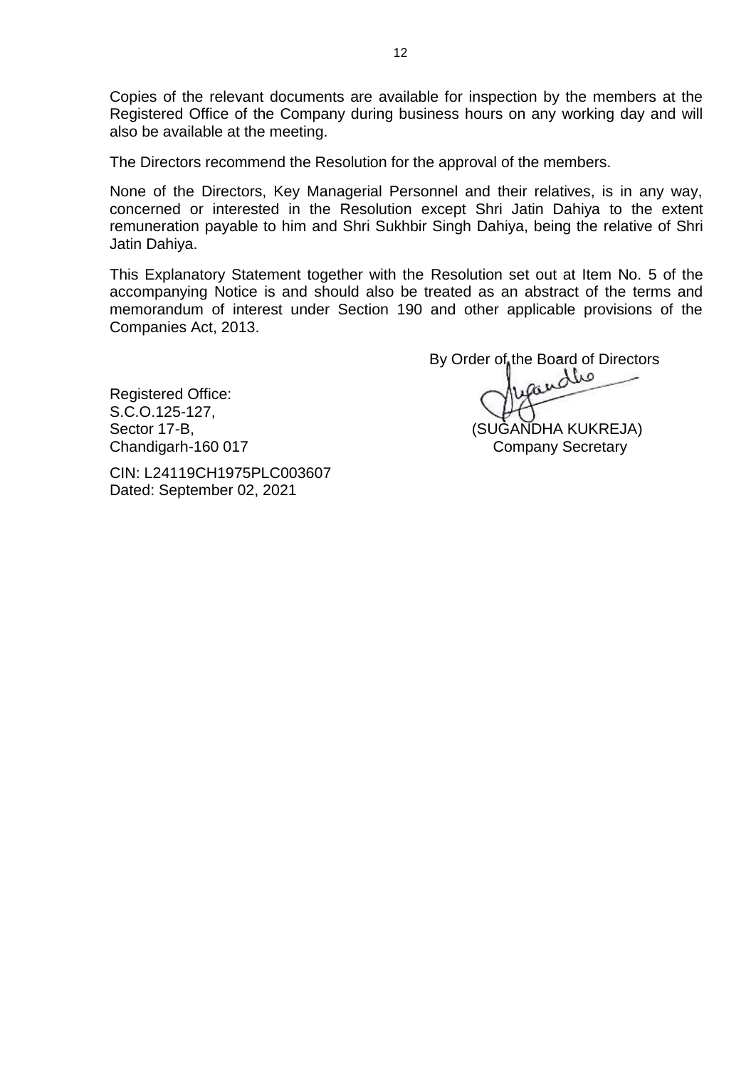Copies of the relevant documents are available for inspection by the members at the Registered Office of the Company during business hours on any working day and will also be available at the meeting.

The Directors recommend the Resolution for the approval of the members.

None of the Directors, Key Managerial Personnel and their relatives, is in any way, concerned or interested in the Resolution except Shri Jatin Dahiya to the extent remuneration payable to him and Shri Sukhbir Singh Dahiya, being the relative of Shri Jatin Dahiya.

This Explanatory Statement together with the Resolution set out at Item No. 5 of the accompanying Notice is and should also be treated as an abstract of the terms and memorandum of interest under Section 190 and other applicable provisions of the Companies Act, 2013.

By Order of the Board of Directors

(SUGANDHA KUKREJA)
Company Secretary

Registered Office:
S.C.O.125-127,
Sector 17-B,
Chandigarh-160 017

CIN: L24119CH1975PLC003607
Dated: September 02, 2021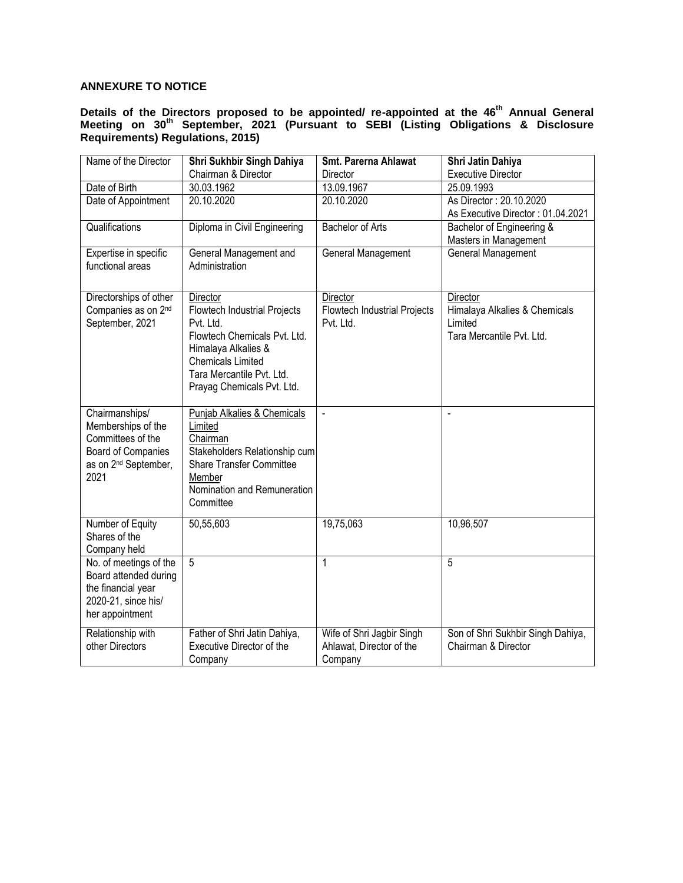**ANNEXURE TO NOTICE**

**Details of the Directors proposed to be appointed/ re-appointed at the 46th Annual General Meeting on 30th September, 2021 (Pursuant to SEBI (Listing Obligations & Disclosure Requirements) Regulations, 2015)**

| Name of the Director | **Shri Sukhbir Singh Dahiya**<br>Chairman & Director | **Smt. Parerna Ahlawat**<br>Director | **Shri Jatin Dahiya**<br>Executive Director |
|---|---|---|---|
| Date of Birth | 30.03.1962 | 13.09.1967 | 25.09.1993 |
| Date of Appointment | 20.10.2020 | 20.10.2020 | As Director : 20.10.2020<br>As Executive Director : 01.04.2021 |
| Qualifications | Diploma in Civil Engineering | Bachelor of Arts | Bachelor of Engineering & Masters in Management |
| Expertise in specific functional areas | General Management and Administration | General Management | General Management |
| Directorships of other Companies as on 2nd September, 2021 | Director<br>Flowtech Industrial Projects Pvt. Ltd.<br>Flowtech Chemicals Pvt. Ltd.<br>Himalaya Alkalies & Chemicals Limited<br>Tara Mercantile Pvt. Ltd.<br>Prayag Chemicals Pvt. Ltd. | Director<br>Flowtech Industrial Projects Pvt. Ltd. | Director<br>Himalaya Alkalies & Chemicals Limited<br>Tara Mercantile Pvt. Ltd. |
| Chairmanships/ Memberships of the Committees of the Board of Companies as on 2nd September, 2021 | Punjab Alkalies & Chemicals Limited<br>Chairman<br>Stakeholders Relationship cum Share Transfer Committee<br>Member<br>Nomination and Remuneration Committee | - | - |
| Number of Equity Shares of the Company held | 50,55,603 | 19,75,063 | 10,96,507 |
| No. of meetings of the Board attended during the financial year 2020-21, since his/ her appointment | 5 | 1 | 5 |
| Relationship with other Directors | Father of Shri Jatin Dahiya, Executive Director of the Company | Wife of Shri Jagbir Singh Ahlawat, Director of the Company | Son of Shri Sukhbir Singh Dahiya, Chairman & Director |